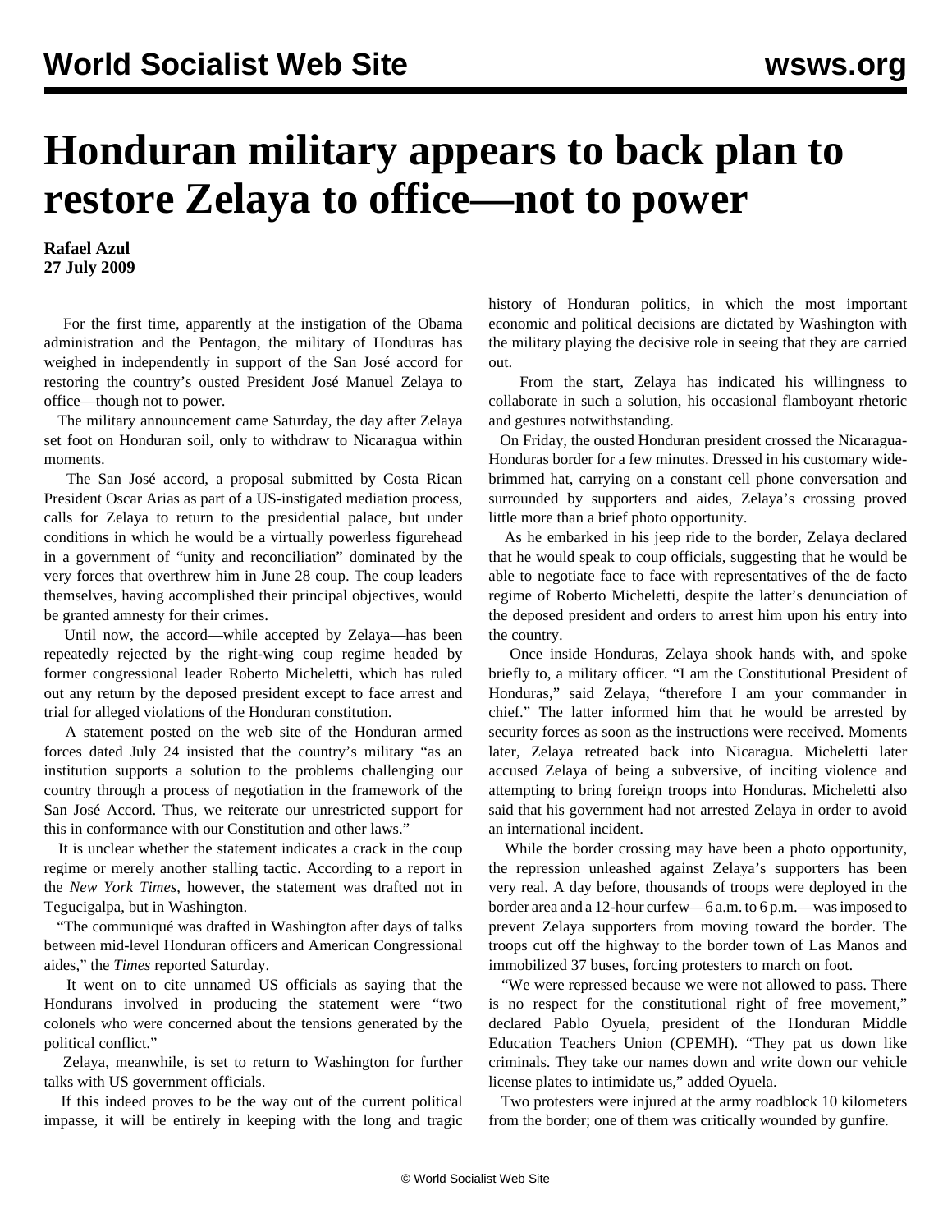# Honduran military appears to back plan to restore Zelaya to office—not to power

**Rafael Azul**
**27 July 2009**

For the first time, apparently at the instigation of the Obama administration and the Pentagon, the military of Honduras has weighed in independently in support of the San José accord for restoring the country's ousted President José Manuel Zelaya to office—though not to power.

The military announcement came Saturday, the day after Zelaya set foot on Honduran soil, only to withdraw to Nicaragua within moments.

The San José accord, a proposal submitted by Costa Rican President Oscar Arias as part of a US-instigated mediation process, calls for Zelaya to return to the presidential palace, but under conditions in which he would be a virtually powerless figurehead in a government of "unity and reconciliation" dominated by the very forces that overthrew him in June 28 coup. The coup leaders themselves, having accomplished their principal objectives, would be granted amnesty for their crimes.

Until now, the accord—while accepted by Zelaya—has been repeatedly rejected by the right-wing coup regime headed by former congressional leader Roberto Micheletti, which has ruled out any return by the deposed president except to face arrest and trial for alleged violations of the Honduran constitution.

A statement posted on the web site of the Honduran armed forces dated July 24 insisted that the country's military "as an institution supports a solution to the problems challenging our country through a process of negotiation in the framework of the San José Accord. Thus, we reiterate our unrestricted support for this in conformance with our Constitution and other laws."

It is unclear whether the statement indicates a crack in the coup regime or merely another stalling tactic. According to a report in the *New York Times*, however, the statement was drafted not in Tegucigalpa, but in Washington.

"The communiqué was drafted in Washington after days of talks between mid-level Honduran officers and American Congressional aides," the *Times* reported Saturday.

It went on to cite unnamed US officials as saying that the Hondurans involved in producing the statement were "two colonels who were concerned about the tensions generated by the political conflict."

Zelaya, meanwhile, is set to return to Washington for further talks with US government officials.

If this indeed proves to be the way out of the current political impasse, it will be entirely in keeping with the long and tragic history of Honduran politics, in which the most important economic and political decisions are dictated by Washington with the military playing the decisive role in seeing that they are carried out.

From the start, Zelaya has indicated his willingness to collaborate in such a solution, his occasional flamboyant rhetoric and gestures notwithstanding.

On Friday, the ousted Honduran president crossed the Nicaragua-Honduras border for a few minutes. Dressed in his customary wide-brimmed hat, carrying on a constant cell phone conversation and surrounded by supporters and aides, Zelaya's crossing proved little more than a brief photo opportunity.

As he embarked in his jeep ride to the border, Zelaya declared that he would speak to coup officials, suggesting that he would be able to negotiate face to face with representatives of the de facto regime of Roberto Micheletti, despite the latter's denunciation of the deposed president and orders to arrest him upon his entry into the country.

Once inside Honduras, Zelaya shook hands with, and spoke briefly to, a military officer. "I am the Constitutional President of Honduras," said Zelaya, "therefore I am your commander in chief." The latter informed him that he would be arrested by security forces as soon as the instructions were received. Moments later, Zelaya retreated back into Nicaragua. Micheletti later accused Zelaya of being a subversive, of inciting violence and attempting to bring foreign troops into Honduras. Micheletti also said that his government had not arrested Zelaya in order to avoid an international incident.

While the border crossing may have been a photo opportunity, the repression unleashed against Zelaya's supporters has been very real. A day before, thousands of troops were deployed in the border area and a 12-hour curfew—6 a.m. to 6 p.m.—was imposed to prevent Zelaya supporters from moving toward the border. The troops cut off the highway to the border town of Las Manos and immobilized 37 buses, forcing protesters to march on foot.

"We were repressed because we were not allowed to pass. There is no respect for the constitutional right of free movement," declared Pablo Oyuela, president of the Honduran Middle Education Teachers Union (CPEMH). "They pat us down like criminals. They take our names down and write down our vehicle license plates to intimidate us," added Oyuela.

Two protesters were injured at the army roadblock 10 kilometers from the border; one of them was critically wounded by gunfire.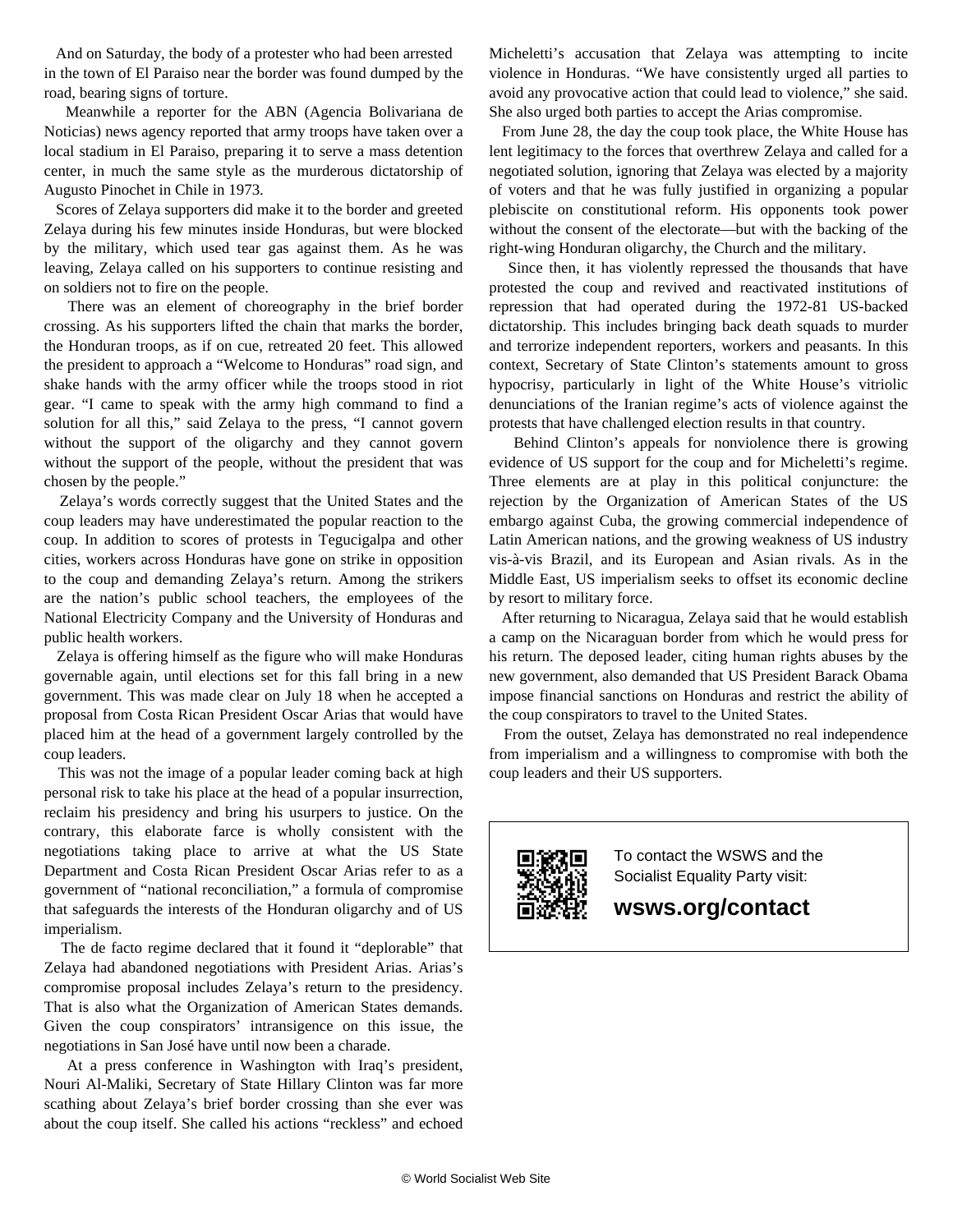And on Saturday, the body of a protester who had been arrested in the town of El Paraiso near the border was found dumped by the road, bearing signs of torture.

Meanwhile a reporter for the ABN (Agencia Bolivariana de Noticias) news agency reported that army troops have taken over a local stadium in El Paraiso, preparing it to serve a mass detention center, in much the same style as the murderous dictatorship of Augusto Pinochet in Chile in 1973.

Scores of Zelaya supporters did make it to the border and greeted Zelaya during his few minutes inside Honduras, but were blocked by the military, which used tear gas against them. As he was leaving, Zelaya called on his supporters to continue resisting and on soldiers not to fire on the people.

There was an element of choreography in the brief border crossing. As his supporters lifted the chain that marks the border, the Honduran troops, as if on cue, retreated 20 feet. This allowed the president to approach a "Welcome to Honduras" road sign, and shake hands with the army officer while the troops stood in riot gear. "I came to speak with the army high command to find a solution for all this," said Zelaya to the press, "I cannot govern without the support of the oligarchy and they cannot govern without the support of the people, without the president that was chosen by the people."

Zelaya's words correctly suggest that the United States and the coup leaders may have underestimated the popular reaction to the coup. In addition to scores of protests in Tegucigalpa and other cities, workers across Honduras have gone on strike in opposition to the coup and demanding Zelaya's return. Among the strikers are the nation's public school teachers, the employees of the National Electricity Company and the University of Honduras and public health workers.

Zelaya is offering himself as the figure who will make Honduras governable again, until elections set for this fall bring in a new government. This was made clear on July 18 when he accepted a proposal from Costa Rican President Oscar Arias that would have placed him at the head of a government largely controlled by the coup leaders.

This was not the image of a popular leader coming back at high personal risk to take his place at the head of a popular insurrection, reclaim his presidency and bring his usurpers to justice. On the contrary, this elaborate farce is wholly consistent with the negotiations taking place to arrive at what the US State Department and Costa Rican President Oscar Arias refer to as a government of "national reconciliation," a formula of compromise that safeguards the interests of the Honduran oligarchy and of US imperialism.

The de facto regime declared that it found it "deplorable" that Zelaya had abandoned negotiations with President Arias. Arias's compromise proposal includes Zelaya's return to the presidency. That is also what the Organization of American States demands. Given the coup conspirators' intransigence on this issue, the negotiations in San José have until now been a charade.

At a press conference in Washington with Iraq's president, Nouri Al-Maliki, Secretary of State Hillary Clinton was far more scathing about Zelaya's brief border crossing than she ever was about the coup itself. She called his actions "reckless" and echoed Micheletti's accusation that Zelaya was attempting to incite violence in Honduras. "We have consistently urged all parties to avoid any provocative action that could lead to violence," she said. She also urged both parties to accept the Arias compromise.

From June 28, the day the coup took place, the White House has lent legitimacy to the forces that overthrew Zelaya and called for a negotiated solution, ignoring that Zelaya was elected by a majority of voters and that he was fully justified in organizing a popular plebiscite on constitutional reform. His opponents took power without the consent of the electorate—but with the backing of the right-wing Honduran oligarchy, the Church and the military.

Since then, it has violently repressed the thousands that have protested the coup and revived and reactivated institutions of repression that had operated during the 1972-81 US-backed dictatorship. This includes bringing back death squads to murder and terrorize independent reporters, workers and peasants. In this context, Secretary of State Clinton's statements amount to gross hypocrisy, particularly in light of the White House's vitriolic denunciations of the Iranian regime's acts of violence against the protests that have challenged election results in that country.

Behind Clinton's appeals for nonviolence there is growing evidence of US support for the coup and for Micheletti's regime. Three elements are at play in this political conjuncture: the rejection by the Organization of American States of the US embargo against Cuba, the growing commercial independence of Latin American nations, and the growing weakness of US industry vis-à-vis Brazil, and its European and Asian rivals. As in the Middle East, US imperialism seeks to offset its economic decline by resort to military force.

After returning to Nicaragua, Zelaya said that he would establish a camp on the Nicaraguan border from which he would press for his return. The deposed leader, citing human rights abuses by the new government, also demanded that US President Barack Obama impose financial sanctions on Honduras and restrict the ability of the coup conspirators to travel to the United States.

From the outset, Zelaya has demonstrated no real independence from imperialism and a willingness to compromise with both the coup leaders and their US supporters.

To contact the WSWS and the Socialist Equality Party visit:

**wsws.org/contact**